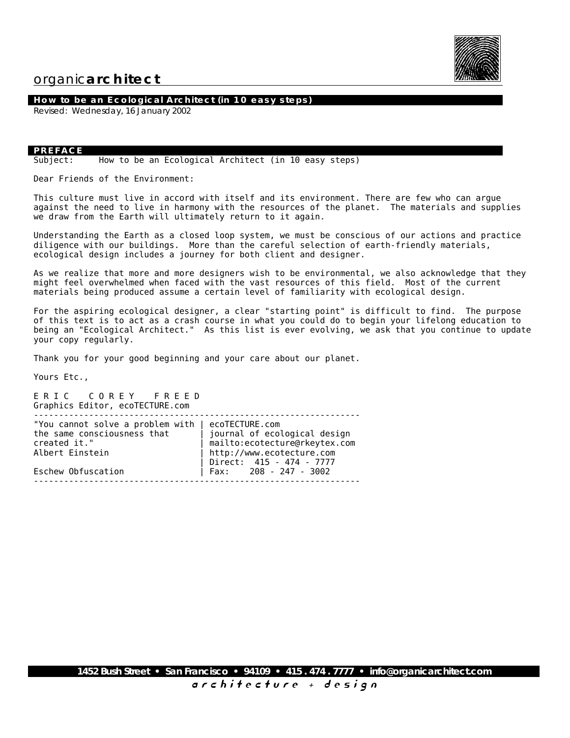organic**architect**

## How to be an Ecological Architect (in 10 easy steps)

*Revised: Wednesday, 16 January 2002*

## PREFACE

Subject: How to be an Ecological Architect (in 10 easy steps)

Dear Friends of the Environment:

This culture must live in accord with itself and its environment. There are few who can argue against the need to live in harmony with the resources of the planet. The materials and supplies we draw from the Earth will ultimately return to it again.

Understanding the Earth as a closed loop system, we must be conscious of our actions and practice diligence with our buildings. More than the careful selection of earth-friendly materials, ecological design includes a journey for both client and designer.

As we realize that more and more designers wish to be environmental, we also acknowledge that they might feel overwhelmed when faced with the vast resources of this field. Most of the current materials being produced assume a certain level of familiarity with ecological design.

For the aspiring ecological designer, a clear "starting point" is difficult to find. The purpose of this text is to act as a crash course in what you could do to begin your lifelong education to being an "Ecological Architect." As this list is ever evolving, we ask that you continue to update your copy regularly.

Thank you for your good beginning and your care about our planet.

Yours Etc.,

E R I C   C O R E Y   F R E E D
Graphics Editor, ecoTECTURE.com

```
-----------------------------------------------------------------
"You cannot solve a problem with | ecoTECTURE.com
the same consciousness that      | journal of ecological design
created it."                     | mailto:ecotecture@rkeytex.com
Albert Einstein                  | http://www.ecotecture.com
                                 | Direct:  415 - 474 - 7777
Eschew Obfuscation               | Fax:    208 - 247 - 3002
-----------------------------------------------------------------
```

1452 Bush Street • San Francisco • 94109 • 415 . 474 . 7777 • info@organicarchitect.com

*architecture + design*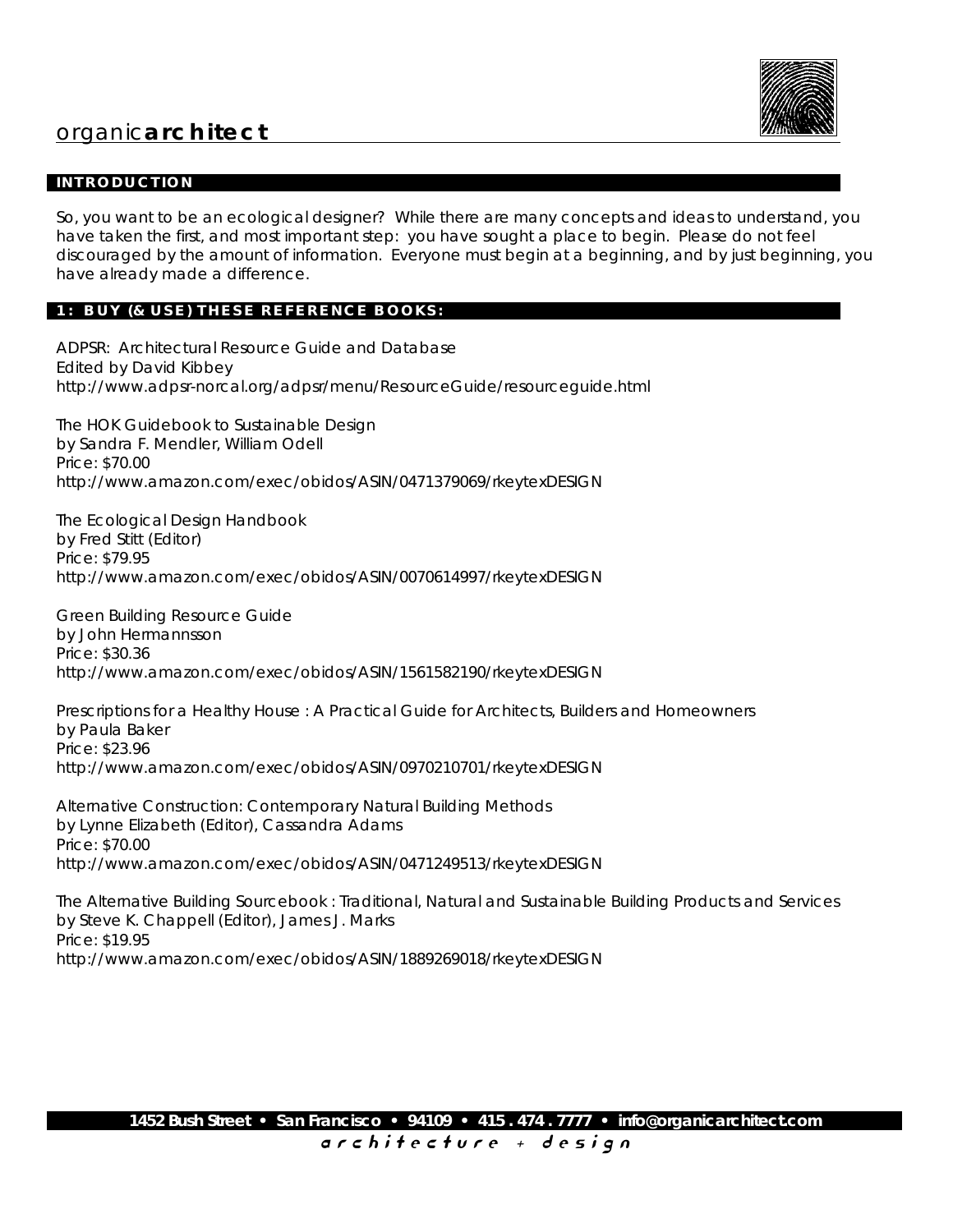organic**architect**

## INTRODUCTION

So, you want to be an ecological designer? While there are many concepts and ideas to understand, you have taken the first, and most important step: you have sought a place to begin. Please do not feel discouraged by the amount of information. Everyone must begin at a beginning, and by just beginning, you have already made a difference.

## 1: BUY (& USE) THESE REFERENCE BOOKS:

ADPSR: Architectural Resource Guide and Database
Edited by David Kibbey
http://www.adpsr-norcal.org/adpsr/menu/ResourceGuide/resourceguide.html

The HOK Guidebook to Sustainable Design
by Sandra F. Mendler, William Odell
Price: $70.00
http://www.amazon.com/exec/obidos/ASIN/0471379069/rkeytexDESIGN

The Ecological Design Handbook
by Fred Stitt (Editor)
Price: $79.95
http://www.amazon.com/exec/obidos/ASIN/0070614997/rkeytexDESIGN

Green Building Resource Guide
by John Hermannsson
Price: $30.36
http://www.amazon.com/exec/obidos/ASIN/1561582190/rkeytexDESIGN

Prescriptions for a Healthy House : A Practical Guide for Architects, Builders and Homeowners
by Paula Baker
Price: $23.96
http://www.amazon.com/exec/obidos/ASIN/0970210701/rkeytexDESIGN

Alternative Construction: Contemporary Natural Building Methods
by Lynne Elizabeth (Editor), Cassandra Adams
Price: $70.00
http://www.amazon.com/exec/obidos/ASIN/0471249513/rkeytexDESIGN

The Alternative Building Sourcebook : Traditional, Natural and Sustainable Building Products and Services
by Steve K. Chappell (Editor), James J. Marks
Price: $19.95
http://www.amazon.com/exec/obidos/ASIN/1889269018/rkeytexDESIGN

**1452 Bush Street • San Francisco • 94109 • 415 . 474 . 7777 • info@organicarchitect.com**
architecture + design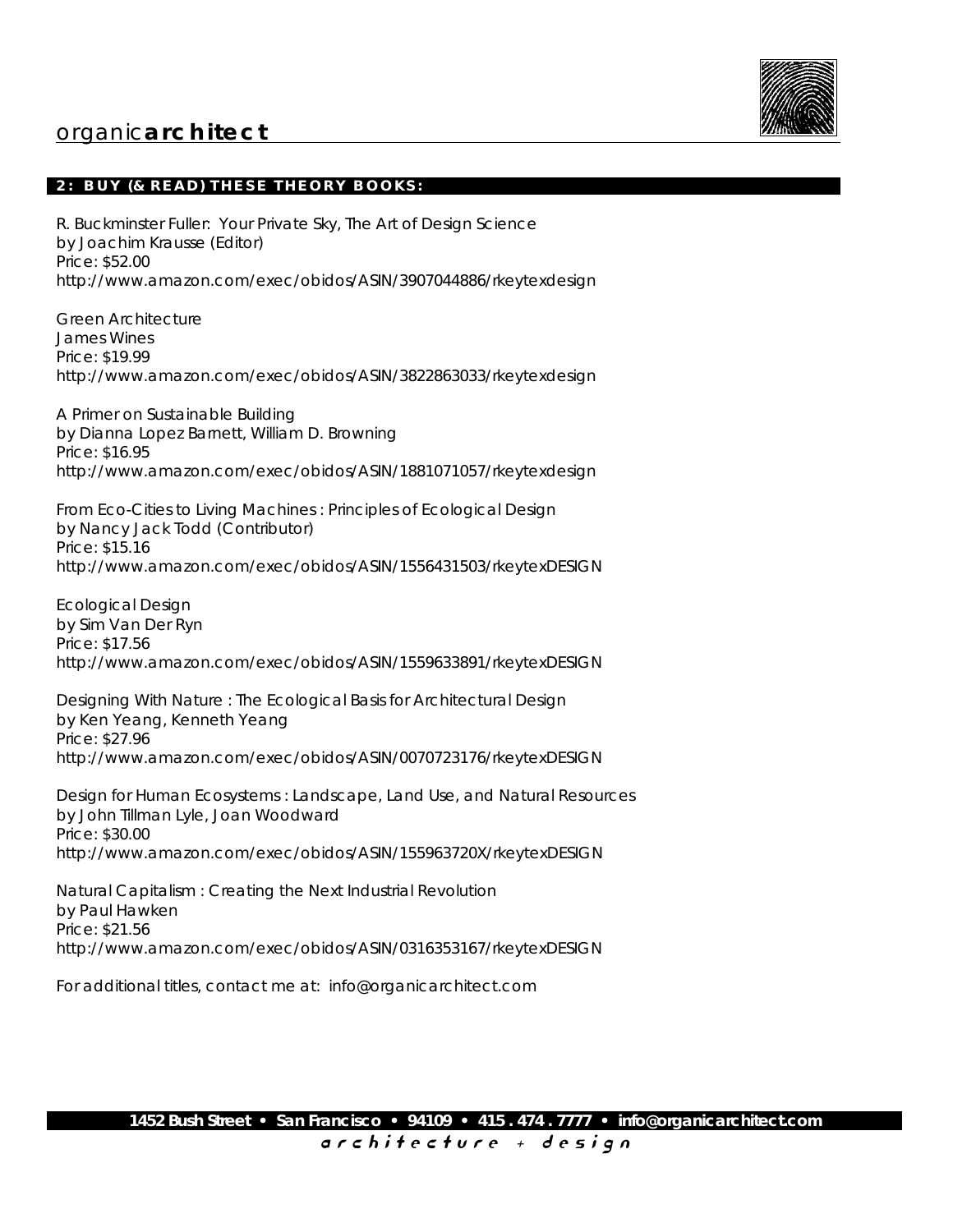## 2: BUY (& READ) THESE THEORY BOOKS:

R. Buckminster Fuller: Your Private Sky, The Art of Design Science
by Joachim Krausse (Editor)
Price: $52.00
http://www.amazon.com/exec/obidos/ASIN/3907044886/rkeytexdesign

Green Architecture
James Wines
Price: $19.99
http://www.amazon.com/exec/obidos/ASIN/3822863033/rkeytexdesign

A Primer on Sustainable Building
by Dianna Lopez Barnett, William D. Browning
Price: $16.95
http://www.amazon.com/exec/obidos/ASIN/1881071057/rkeytexdesign

From Eco-Cities to Living Machines : Principles of Ecological Design
by Nancy Jack Todd (Contributor)
Price: $15.16
http://www.amazon.com/exec/obidos/ASIN/1556431503/rkeytexDESIGN

Ecological Design
by Sim Van Der Ryn
Price: $17.56
http://www.amazon.com/exec/obidos/ASIN/1559633891/rkeytexDESIGN

Designing With Nature : The Ecological Basis for Architectural Design
by Ken Yeang, Kenneth Yeang
Price: $27.96
http://www.amazon.com/exec/obidos/ASIN/0070723176/rkeytexDESIGN

Design for Human Ecosystems : Landscape, Land Use, and Natural Resources
by John Tillman Lyle, Joan Woodward
Price: $30.00
http://www.amazon.com/exec/obidos/ASIN/155963720X/rkeytexDESIGN

Natural Capitalism : Creating the Next Industrial Revolution
by Paul Hawken
Price: $21.56
http://www.amazon.com/exec/obidos/ASIN/0316353167/rkeytexDESIGN

For additional titles, contact me at: info@organicarchitect.com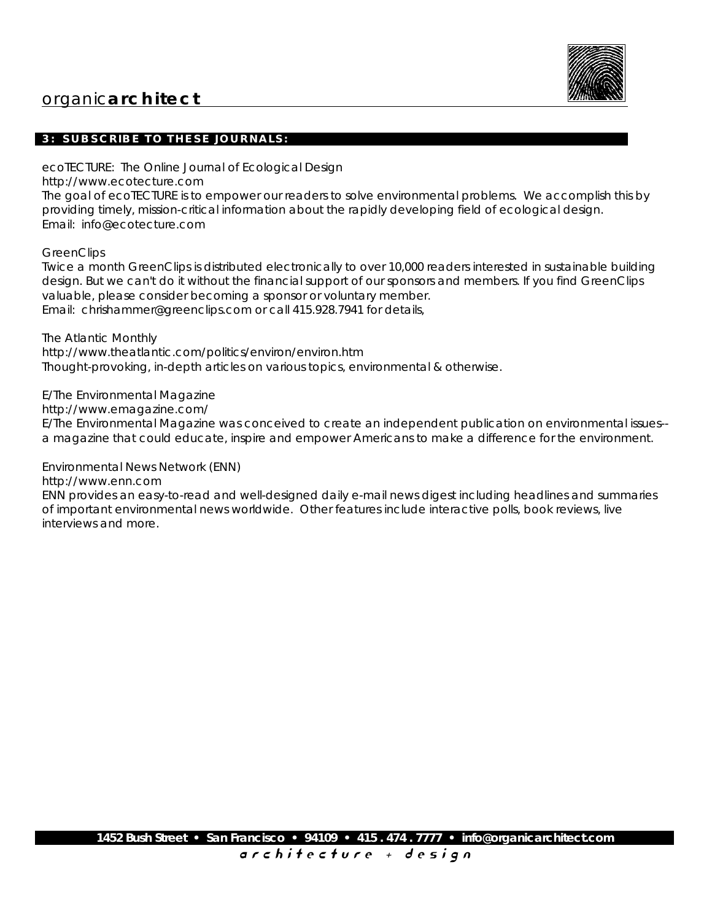## 3: SUBSCRIBE TO THESE JOURNALS:

ecoTECTURE: The Online Journal of Ecological Design
http://www.ecotecture.com
The goal of ecoTECTURE is to empower our readers to solve environmental problems. We accomplish this by providing timely, mission-critical information about the rapidly developing field of ecological design.
Email: info@ecotecture.com

GreenClips
Twice a month GreenClips is distributed electronically to over 10,000 readers interested in sustainable building design. But we can't do it without the financial support of our sponsors and members. If you find GreenClips valuable, please consider becoming a sponsor or voluntary member.
Email: chrishammer@greenclips.com or call 415.928.7941 for details,

The Atlantic Monthly
http://www.theatlantic.com/politics/environ/environ.htm
Thought-provoking, in-depth articles on various topics, environmental & otherwise.

E/The Environmental Magazine
http://www.emagazine.com/
E/The Environmental Magazine was conceived to create an independent publication on environmental issues--a magazine that could educate, inspire and empower Americans to make a difference for the environment.

Environmental News Network (ENN)
http://www.enn.com
ENN provides an easy-to-read and well-designed daily e-mail news digest including headlines and summaries of important environmental news worldwide. Other features include interactive polls, book reviews, live interviews and more.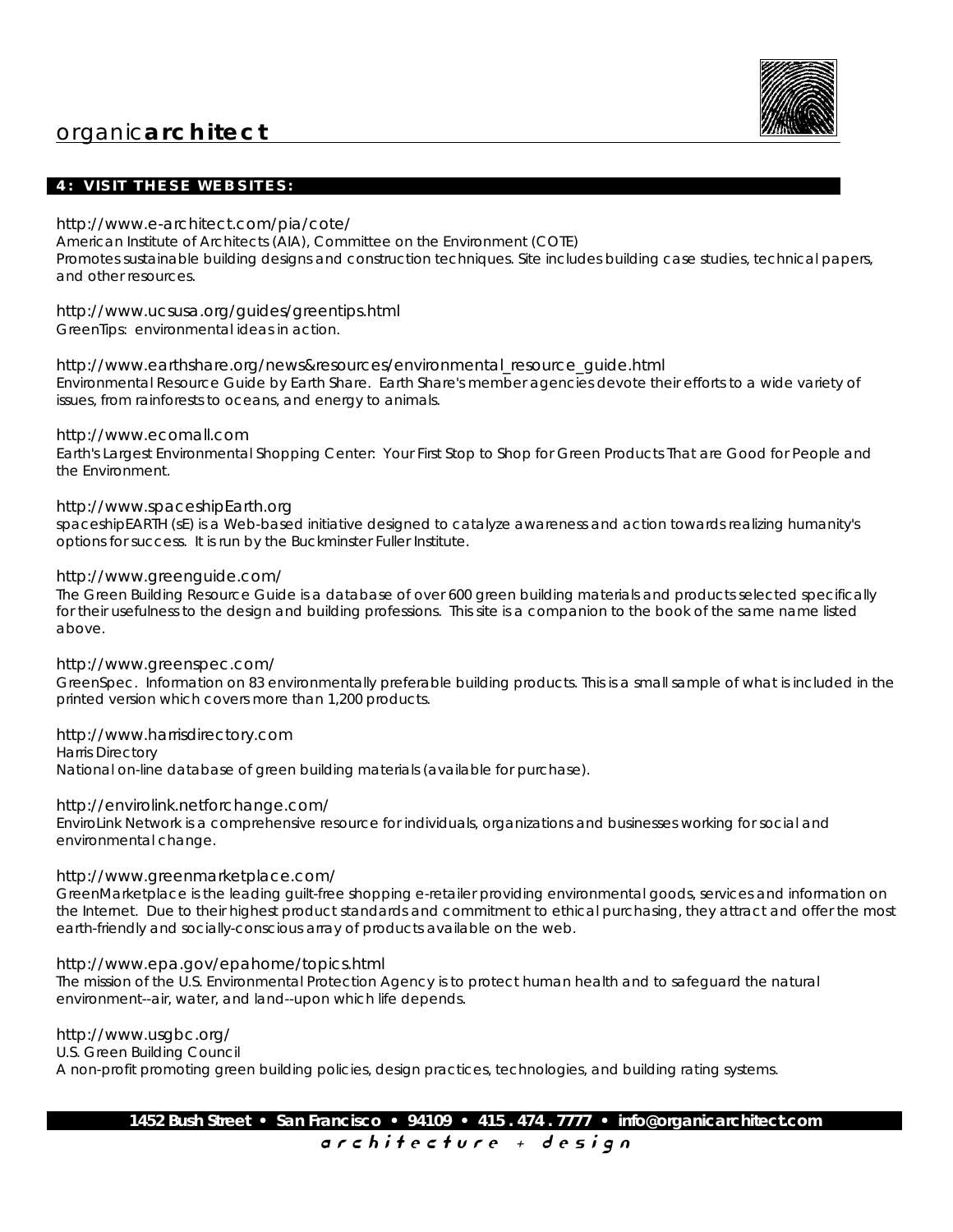## 4: VISIT THESE WEBSITES:

http://www.e-architect.com/pia/cote/
American Institute of Architects (AIA), Committee on the Environment (COTE)
Promotes sustainable building designs and construction techniques. Site includes building case studies, technical papers, and other resources.

http://www.ucsusa.org/guides/greentips.html
GreenTips: environmental ideas in action.

http://www.earthshare.org/news&resources/environmental_resource_guide.html
Environmental Resource Guide by Earth Share. Earth Share's member agencies devote their efforts to a wide variety of issues, from rainforests to oceans, and energy to animals.

http://www.ecomall.com
Earth's Largest Environmental Shopping Center: Your First Stop to Shop for Green Products That are Good for People and the Environment.

http://www.spaceshipEarth.org
spaceshipEARTH (sE) is a Web-based initiative designed to catalyze awareness and action towards realizing humanity's options for success. It is run by the Buckminster Fuller Institute.

http://www.greenguide.com/
The Green Building Resource Guide is a database of over 600 green building materials and products selected specifically for their usefulness to the design and building professions. This site is a companion to the book of the same name listed above.

http://www.greenspec.com/
GreenSpec. Information on 83 environmentally preferable building products. This is a small sample of what is included in the printed version which covers more than 1,200 products.

http://www.harrisdirectory.com
Harris Directory
National on-line database of green building materials (available for purchase).

http://envirolink.netforchange.com/
EnviroLink Network is a comprehensive resource for individuals, organizations and businesses working for social and environmental change.

http://www.greenmarketplace.com/
GreenMarketplace is the leading guilt-free shopping e-retailer providing environmental goods, services and information on the Internet. Due to their highest product standards and commitment to ethical purchasing, they attract and offer the most earth-friendly and socially-conscious array of products available on the web.

http://www.epa.gov/epahome/topics.html
The mission of the U.S. Environmental Protection Agency is to protect human health and to safeguard the natural environment--air, water, and land--upon which life depends.

http://www.usgbc.org/
U.S. Green Building Council
A non-profit promoting green building policies, design practices, technologies, and building rating systems.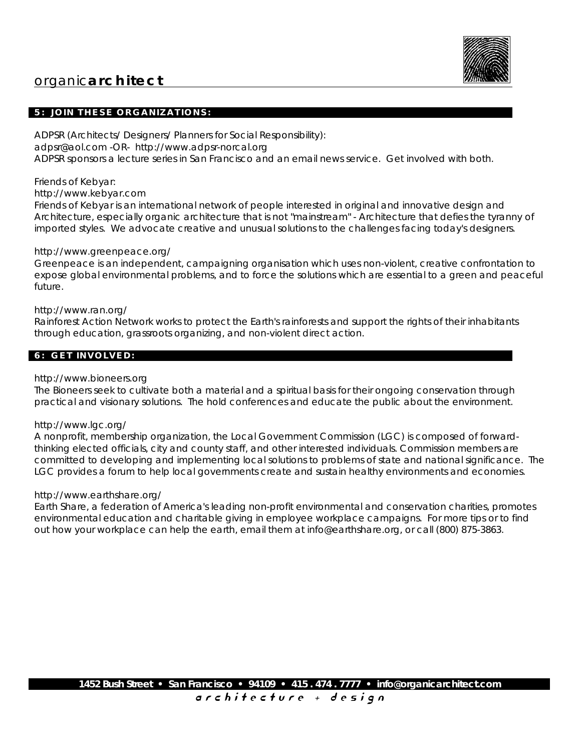## 5: JOIN THESE ORGANIZATIONS:

ADPSR (Architects/ Designers/ Planners for Social Responsibility):
adpsr@aol.com -OR- http://www.adpsr-norcal.org
ADPSR sponsors a lecture series in San Francisco and an email news service. Get involved with both.

Friends of Kebyar:
http://www.kebyar.com
Friends of Kebyar is an international network of people interested in original and innovative design and Architecture, especially organic architecture that is not "mainstream" - Architecture that defies the tyranny of imported styles. We advocate creative and unusual solutions to the challenges facing today's designers.

http://www.greenpeace.org/
Greenpeace is an independent, campaigning organisation which uses non-violent, creative confrontation to expose global environmental problems, and to force the solutions which are essential to a green and peaceful future.

http://www.ran.org/
Rainforest Action Network works to protect the Earth's rainforests and support the rights of their inhabitants through education, grassroots organizing, and non-violent direct action.

## 6: GET INVOLVED:

http://www.bioneers.org
The Bioneers seek to cultivate both a material and a spiritual basis for their ongoing conservation through practical and visionary solutions. The hold conferences and educate the public about the environment.

http://www.lgc.org/
A nonprofit, membership organization, the Local Government Commission (LGC) is composed of forward-thinking elected officials, city and county staff, and other interested individuals. Commission members are committed to developing and implementing local solutions to problems of state and national significance. The LGC provides a forum to help local governments create and sustain healthy environments and economies.

http://www.earthshare.org/
Earth Share, a federation of America's leading non-profit environmental and conservation charities, promotes environmental education and charitable giving in employee workplace campaigns. For more tips or to find out how your workplace can help the earth, email them at info@earthshare.org, or call (800) 875-3863.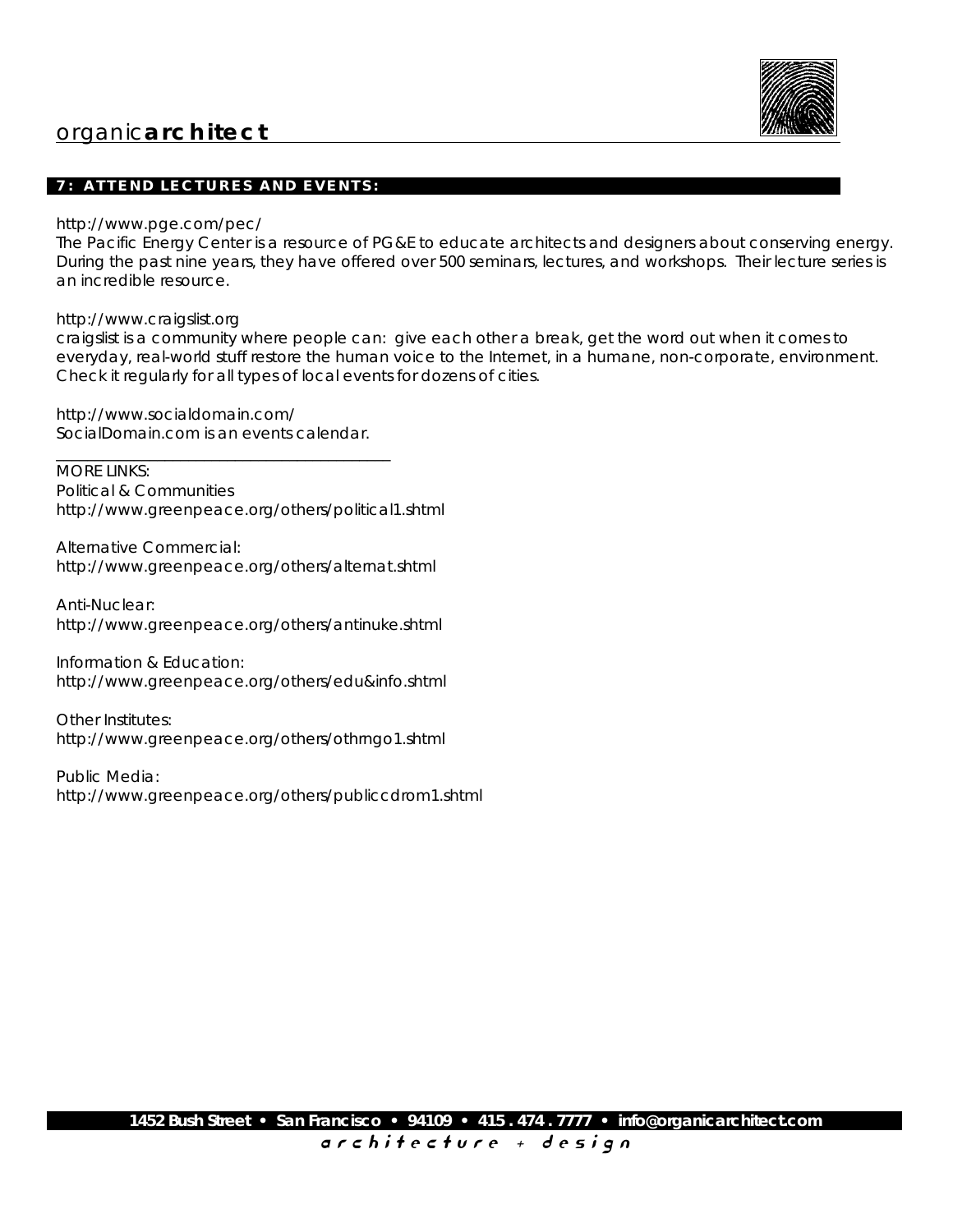## 7: ATTEND LECTURES AND EVENTS:

http://www.pge.com/pec/
The Pacific Energy Center is a resource of PG&E to educate architects and designers about conserving energy. During the past nine years, they have offered over 500 seminars, lectures, and workshops. Their lecture series is an incredible resource.

http://www.craigslist.org
craigslist is a community where people can: give each other a break, get the word out when it comes to everyday, real-world stuff restore the human voice to the Internet, in a humane, non-corporate, environment. Check it regularly for all types of local events for dozens of cities.

http://www.socialdomain.com/
SocialDomain.com is an events calendar.

---

MORE LINKS:
Political & Communities
http://www.greenpeace.org/others/political1.shtml

Alternative Commercial:
http://www.greenpeace.org/others/alternat.shtml

Anti-Nuclear:
http://www.greenpeace.org/others/antinuke.shtml

Information & Education:
http://www.greenpeace.org/others/edu&info.shtml

Other Institutes:
http://www.greenpeace.org/others/othrngo1.shtml

Public Media:
http://www.greenpeace.org/others/publiccdrom1.shtml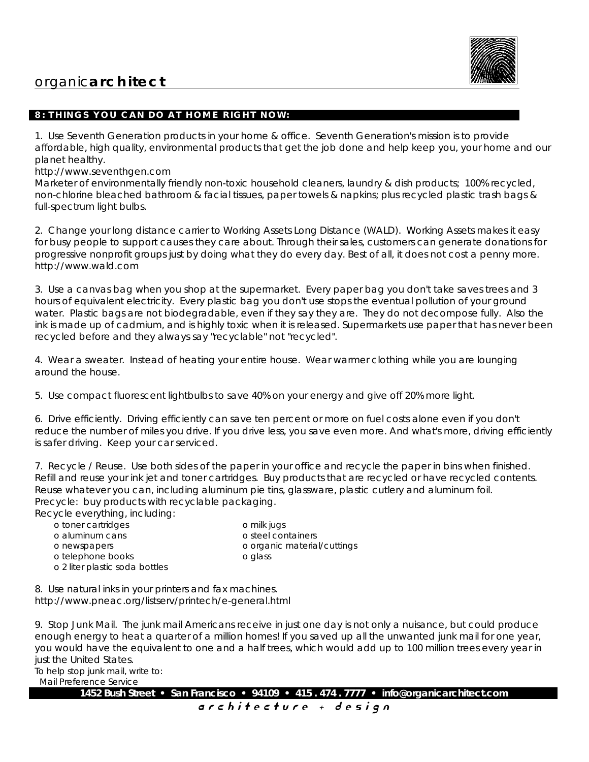## 8: THINGS YOU CAN DO AT HOME RIGHT NOW:

1. Use Seventh Generation products in your home & office. Seventh Generation's mission is to provide affordable, high quality, environmental products that get the job done and help keep you, your home and our planet healthy.
http://www.seventhgen.com
Marketer of environmentally friendly non-toxic household cleaners, laundry & dish products; 100% recycled, non-chlorine bleached bathroom & facial tissues, paper towels & napkins; plus recycled plastic trash bags & full-spectrum light bulbs.

2. Change your long distance carrier to Working Assets Long Distance (WALD). Working Assets makes it easy for busy people to support causes they care about. Through their sales, customers can generate donations for progressive nonprofit groups just by doing what they do every day. Best of all, it does not cost a penny more.
http://www.wald.com

3. Use a canvas bag when you shop at the supermarket. Every paper bag you don't take saves trees and 3 hours of equivalent electricity. Every plastic bag you don't use stops the eventual pollution of your ground water. Plastic bags are not biodegradable, even if they say they are. They do not decompose fully. Also the ink is made up of cadmium, and is highly toxic when it is released. Supermarkets use paper that has never been recycled before and they always say "recyclable" not "recycled".

4. Wear a sweater. Instead of heating your entire house. Wear warmer clothing while you are lounging around the house.

5. Use compact fluorescent lightbulbs to save 40% on your energy and give off 20% more light.

6. Drive efficiently. Driving efficiently can save ten percent or more on fuel costs alone even if you don't reduce the number of miles you drive. If you drive less, you save even more. And what's more, driving efficiently is safer driving. Keep your car serviced.

7. Recycle / Reuse. Use both sides of the paper in your office and recycle the paper in bins when finished. Refill and reuse your ink jet and toner cartridges. Buy products that are recycled or have recycled contents. Reuse whatever you can, including aluminum pie tins, glassware, plastic cutlery and aluminum foil.
Precycle: buy products with recyclable packaging.
Recycle everything, including:

- toner cartridges
- aluminum cans
- newspapers
- telephone books
- 2 liter plastic soda bottles
- milk jugs
- steel containers
- organic material/cuttings
- glass

8. Use natural inks in your printers and fax machines.
http://www.pneac.org/listserv/printech/e-general.html

9. Stop Junk Mail. The junk mail Americans receive in just one day is not only a nuisance, but could produce enough energy to heat a quarter of a million homes! If you saved up all the unwanted junk mail for one year, you would have the equivalent to one and a half trees, which would add up to 100 million trees every year in just the United States.
To help stop junk mail, write to:
Mail Preference Service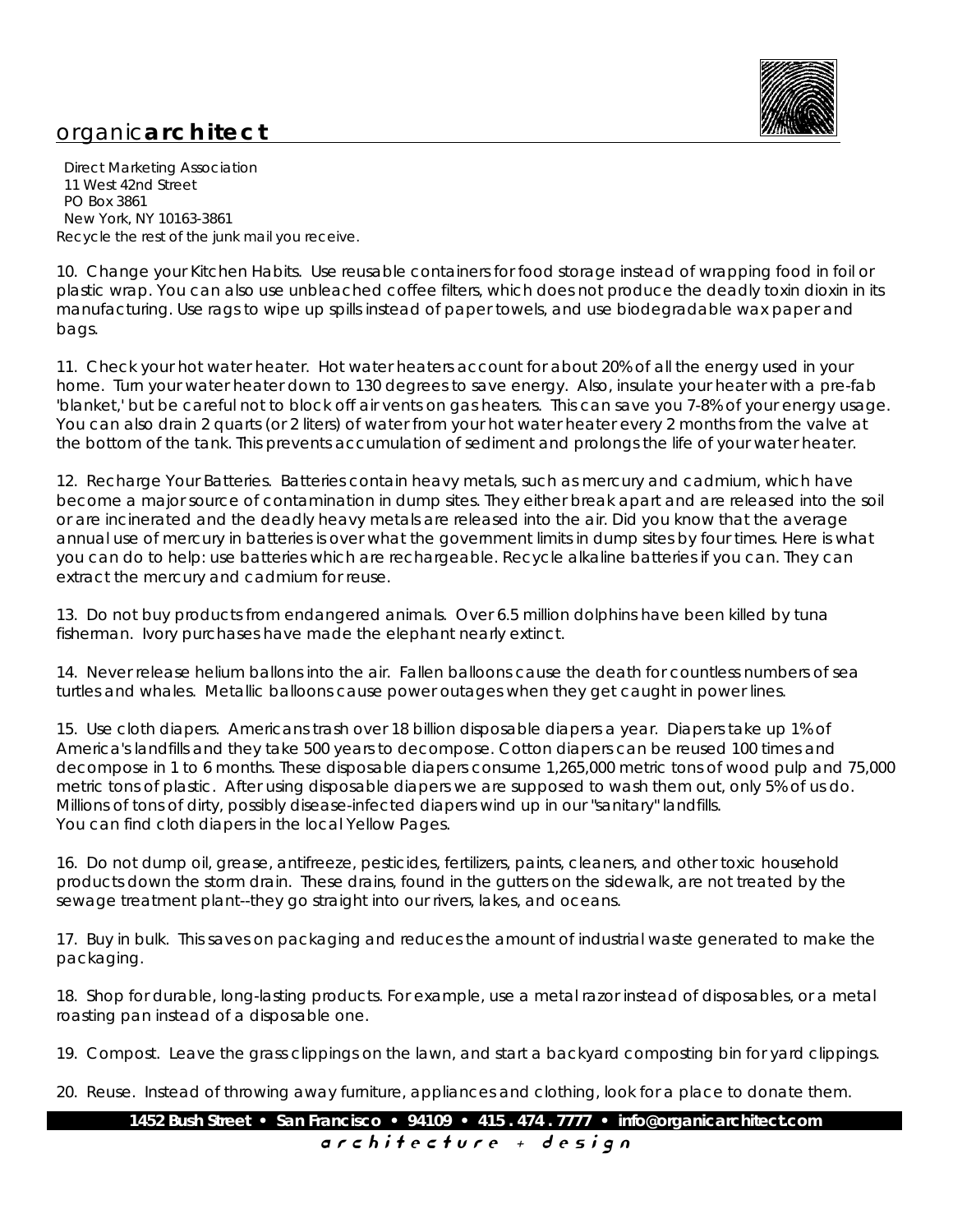Direct Marketing Association
11 West 42nd Street
PO Box 3861
New York, NY 10163-3861
Recycle the rest of the junk mail you receive.

10. Change your Kitchen Habits. Use reusable containers for food storage instead of wrapping food in foil or plastic wrap. You can also use unbleached coffee filters, which does not produce the deadly toxin dioxin in its manufacturing. Use rags to wipe up spills instead of paper towels, and use biodegradable wax paper and bags.

11. Check your hot water heater. Hot water heaters account for about 20% of all the energy used in your home. Turn your water heater down to 130 degrees to save energy. Also, insulate your heater with a pre-fab 'blanket,' but be careful not to block off air vents on gas heaters. This can save you 7-8% of your energy usage. You can also drain 2 quarts (or 2 liters) of water from your hot water heater every 2 months from the valve at the bottom of the tank. This prevents accumulation of sediment and prolongs the life of your water heater.

12. Recharge Your Batteries. Batteries contain heavy metals, such as mercury and cadmium, which have become a major source of contamination in dump sites. They either break apart and are released into the soil or are incinerated and the deadly heavy metals are released into the air. Did you know that the average annual use of mercury in batteries is over what the government limits in dump sites by four times. Here is what you can do to help: use batteries which are rechargeable. Recycle alkaline batteries if you can. They can extract the mercury and cadmium for reuse.

13. Do not buy products from endangered animals. Over 6.5 million dolphins have been killed by tuna fisherman. Ivory purchases have made the elephant nearly extinct.

14. Never release helium ballons into the air. Fallen balloons cause the death for countless numbers of sea turtles and whales. Metallic balloons cause power outages when they get caught in power lines.

15. Use cloth diapers. Americans trash over 18 billion disposable diapers a year. Diapers take up 1% of America's landfills and they take 500 years to decompose. Cotton diapers can be reused 100 times and decompose in 1 to 6 months. These disposable diapers consume 1,265,000 metric tons of wood pulp and 75,000 metric tons of plastic. After using disposable diapers we are supposed to wash them out, only 5% of us do. Millions of tons of dirty, possibly disease-infected diapers wind up in our "sanitary" landfills.
You can find cloth diapers in the local Yellow Pages.

16. Do not dump oil, grease, antifreeze, pesticides, fertilizers, paints, cleaners, and other toxic household products down the storm drain. These drains, found in the gutters on the sidewalk, are not treated by the sewage treatment plant--they go straight into our rivers, lakes, and oceans.

17. Buy in bulk. This saves on packaging and reduces the amount of industrial waste generated to make the packaging.

18. Shop for durable, long-lasting products. For example, use a metal razor instead of disposables, or a metal roasting pan instead of a disposable one.

19. Compost. Leave the grass clippings on the lawn, and start a backyard composting bin for yard clippings.

20. Reuse. Instead of throwing away furniture, appliances and clothing, look for a place to donate them.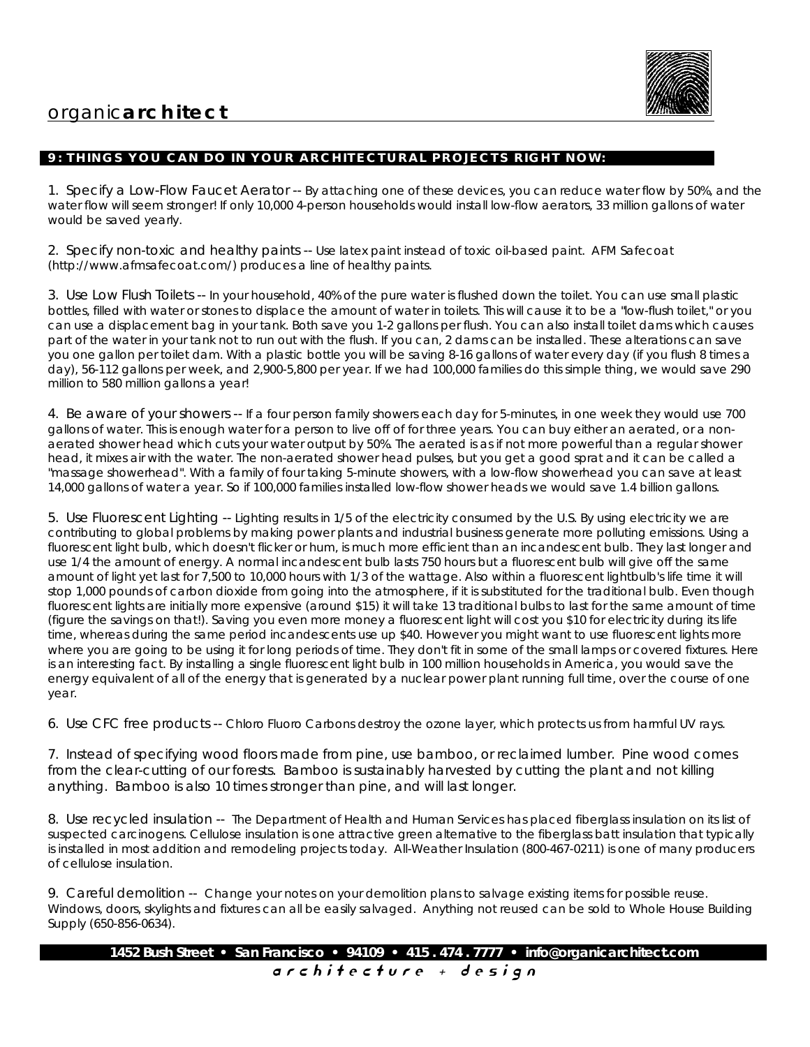## 9: THINGS YOU CAN DO IN YOUR ARCHITECTURAL PROJECTS RIGHT NOW:

1. Specify a Low-Flow Faucet Aerator -- By attaching one of these devices, you can reduce water flow by 50%, and the water flow will seem stronger! If only 10,000 4-person households would install low-flow aerators, 33 million gallons of water would be saved yearly.

2. Specify non-toxic and healthy paints -- Use latex paint instead of toxic oil-based paint. AFM Safecoat (http://www.afmsafecoat.com/) produces a line of healthy paints.

3. Use Low Flush Toilets -- In your household, 40% of the pure water is flushed down the toilet. You can use small plastic bottles, filled with water or stones to displace the amount of water in toilets. This will cause it to be a "low-flush toilet," or you can use a displacement bag in your tank. Both save you 1-2 gallons per flush. You can also install toilet dams which causes part of the water in your tank not to run out with the flush. If you can, 2 dams can be installed. These alterations can save you one gallon per toilet dam. With a plastic bottle you will be saving 8-16 gallons of water every day (if you flush 8 times a day), 56-112 gallons per week, and 2,900-5,800 per year. If we had 100,000 families do this simple thing, we would save 290 million to 580 million gallons a year!

4. Be aware of your showers -- If a four person family showers each day for 5-minutes, in one week they would use 700 gallons of water. This is enough water for a person to live off of for three years. You can buy either an aerated, or a non-aerated shower head which cuts your water output by 50%. The aerated is as if not more powerful than a regular shower head, it mixes air with the water. The non-aerated shower head pulses, but you get a good sprat and it can be called a "massage showerhead". With a family of four taking 5-minute showers, with a low-flow showerhead you can save at least 14,000 gallons of water a year. So if 100,000 families installed low-flow shower heads we would save 1.4 billion gallons.

5. Use Fluorescent Lighting -- Lighting results in 1/5 of the electricity consumed by the U.S. By using electricity we are contributing to global problems by making power plants and industrial business generate more polluting emissions. Using a fluorescent light bulb, which doesn't flicker or hum, is much more efficient than an incandescent bulb. They last longer and use 1/4 the amount of energy. A normal incandescent bulb lasts 750 hours but a fluorescent bulb will give off the same amount of light yet last for 7,500 to 10,000 hours with 1/3 of the wattage. Also within a fluorescent lightbulb's life time it will stop 1,000 pounds of carbon dioxide from going into the atmosphere, if it is substituted for the traditional bulb. Even though fluorescent lights are initially more expensive (around $15) it will take 13 traditional bulbs to last for the same amount of time (figure the savings on that!). Saving you even more money a fluorescent light will cost you $10 for electricity during its life time, whereas during the same period incandescents use up $40. However you might want to use fluorescent lights more where you are going to be using it for long periods of time. They don't fit in some of the small lamps or covered fixtures. Here is an interesting fact. By installing a single fluorescent light bulb in 100 million households in America, you would save the energy equivalent of all of the energy that is generated by a nuclear power plant running full time, over the course of one year.

6. Use CFC free products -- Chloro Fluoro Carbons destroy the ozone layer, which protects us from harmful UV rays.

7. Instead of specifying wood floors made from pine, use bamboo, or reclaimed lumber. Pine wood comes from the clear-cutting of our forests. Bamboo is sustainably harvested by cutting the plant and not killing anything. Bamboo is also 10 times stronger than pine, and will last longer.

8. Use recycled insulation -- The Department of Health and Human Services has placed fiberglass insulation on its list of suspected carcinogens. Cellulose insulation is one attractive green alternative to the fiberglass batt insulation that typically is installed in most addition and remodeling projects today. All-Weather Insulation (800-467-0211) is one of many producers of cellulose insulation.

9. Careful demolition -- Change your notes on your demolition plans to salvage existing items for possible reuse. Windows, doors, skylights and fixtures can all be easily salvaged. Anything not reused can be sold to Whole House Building Supply (650-856-0634).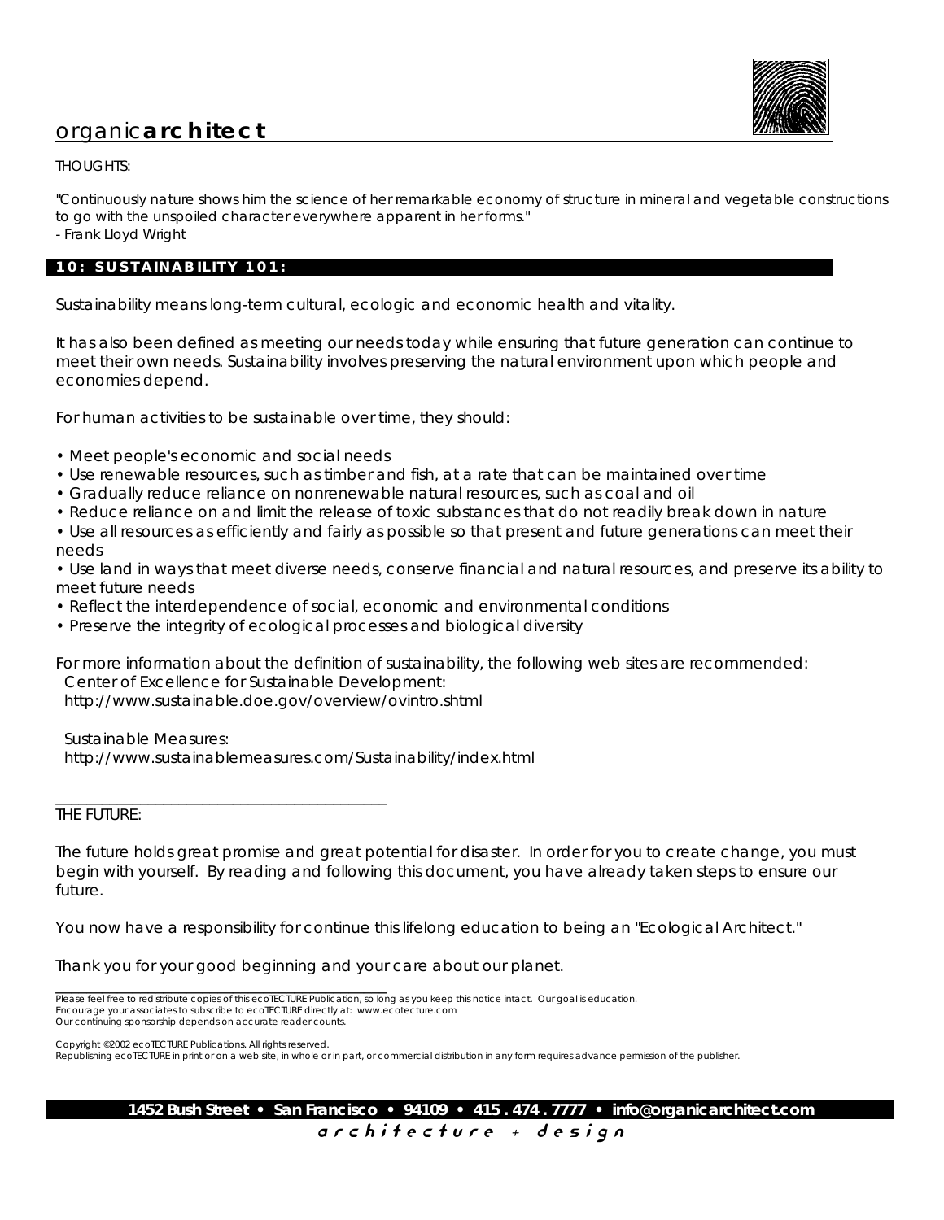# organic**architect**

THOUGHTS:

"Continuously nature shows him the science of her remarkable economy of structure in mineral and vegetable constructions to go with the unspoiled character everywhere apparent in her forms."
- Frank Lloyd Wright

## 10: SUSTAINABILITY 101:

Sustainability means long-term cultural, ecologic and economic health and vitality.

It has also been defined as meeting our needs today while ensuring that future generation can continue to meet their own needs. Sustainability involves preserving the natural environment upon which people and economies depend.

For human activities to be sustainable over time, they should:

- Meet people's economic and social needs
- Use renewable resources, such as timber and fish, at a rate that can be maintained over time
- Gradually reduce reliance on nonrenewable natural resources, such as coal and oil
- Reduce reliance on and limit the release of toxic substances that do not readily break down in nature
- Use all resources as efficiently and fairly as possible so that present and future generations can meet their needs
- Use land in ways that meet diverse needs, conserve financial and natural resources, and preserve its ability to meet future needs
- Reflect the interdependence of social, economic and environmental conditions
- Preserve the integrity of ecological processes and biological diversity

For more information about the definition of sustainability, the following web sites are recommended:
Center of Excellence for Sustainable Development:
http://www.sustainable.doe.gov/overview/ovintro.shtml

Sustainable Measures:
http://www.sustainablemeasures.com/Sustainability/index.html

---

THE FUTURE:

The future holds great promise and great potential for disaster. In order for you to create change, you must begin with yourself. By reading and following this document, you have already taken steps to ensure our future.

You now have a responsibility for continue this lifelong education to being an "Ecological Architect."

Thank you for your good beginning and your care about our planet.

---

Please feel free to redistribute copies of this ecoTECTURE Publication, so long as you keep this notice intact. Our goal is education.
Encourage your associates to subscribe to ecoTECTURE directly at: www.ecotecture.com
Our continuing sponsorship depends on accurate reader counts.

Copyright ©2002 ecoTECTURE Publications. All rights reserved.
Republishing ecoTECTURE in print or on a web site, in whole or in part, or commercial distribution in any form requires advance permission of the publisher.

**1452 Bush Street • San Francisco • 94109 • 415 . 474 . 7777 • info@organicarchitect.com**

architecture + design